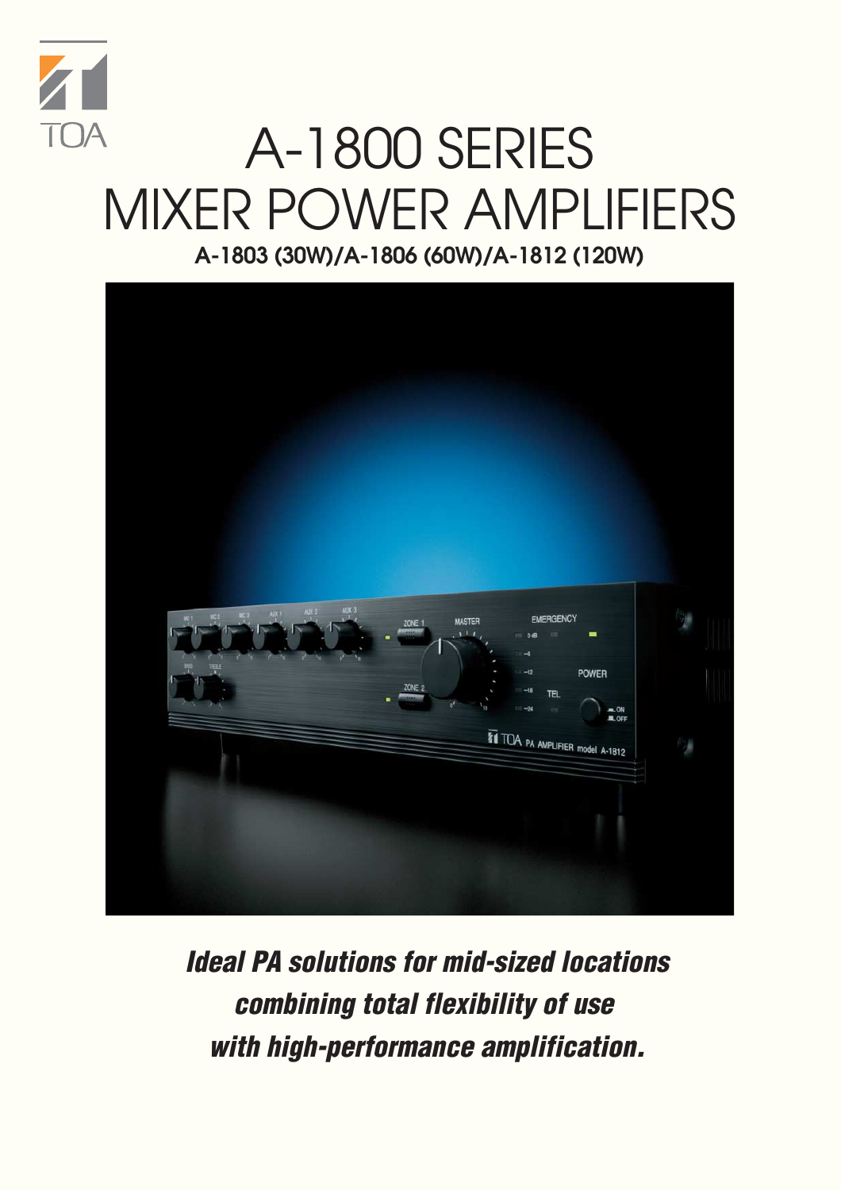TOA

# A-1800 SERIES MIXER POWER AMPLIFIERS

**A-1803 (30W)/A-1806 (60W)/A-1812 (120W)**

***Ideal PA solutions for mid-sized locations combining total flexibility of use with high-performance amplification.***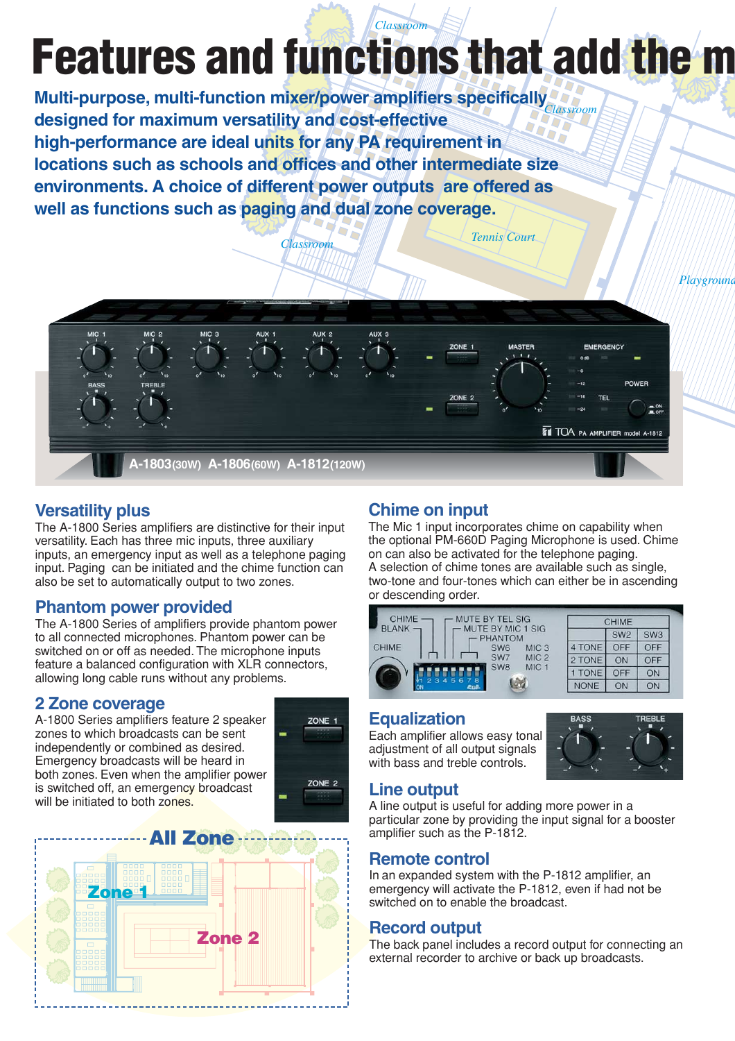# Features and functions that add the m

**Multi-purpose, multi-function mixer/power amplifiers specifically designed for maximum versatility and cost-effective high-performance are ideal units for any PA requirement in locations such as schools and offices and other intermediate size environments. A choice of different power outputs are offered as well as functions such as paging and dual zone coverage.**

**A-1803**(30W) **A-1806**(60W) **A-1812**(120W)

## Versatility plus

The A-1800 Series amplifiers are distinctive for their input versatility. Each has three mic inputs, three auxiliary inputs, an emergency input as well as a telephone paging input. Paging can be initiated and the chime function can also be set to automatically output to two zones.

## Phantom power provided

The A-1800 Series of amplifiers provide phantom power to all connected microphones. Phantom power can be switched on or off as needed. The microphone inputs feature a balanced configuration with XLR connectors, allowing long cable runs without any problems.

## 2 Zone coverage

A-1800 Series amplifiers feature 2 speaker zones to which broadcasts can be sent independently or combined as desired. Emergency broadcasts will be heard in both zones. Even when the amplifier power is switched off, an emergency broadcast will be initiated to both zones.

**All Zone**

**Zone 1**

**Zone 2**

## Chime on input

The Mic 1 input incorporates chime on capability when the optional PM-660D Paging Microphone is used. Chime on can also be activated for the telephone paging. A selection of chime tones are available such as single, two-tone and four-tones which can either be in ascending or descending order.

| CHIME | SW2 | SW3 |
|---|---|---|
| 4 TONE | OFF | OFF |
| 2 TONE | ON | OFF |
| 1 TONE | OFF | ON |
| NONE | ON | ON |

## Equalization

Each amplifier allows easy tonal adjustment of all output signals with bass and treble controls.

## Line output

A line output is useful for adding more power in a particular zone by providing the input signal for a booster amplifier such as the P-1812.

## Remote control

In an expanded system with the P-1812 amplifier, an emergency will activate the P-1812, even if had not be switched on to enable the broadcast.

## Record output

The back panel includes a record output for connecting an external recorder to archive or back up broadcasts.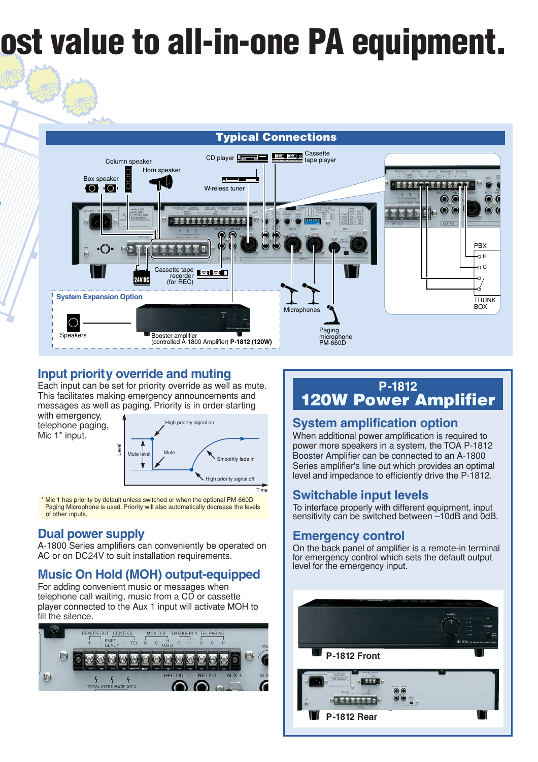# ost value to all-in-one PA equipment.

## Typical Connections

Column speaker
Horn speaker
Box speaker
CD player
Cassette tape player
Wireless tuner
Cassette tape recorder (for REC)
24V DC
PBX
H
C
TRUNK BOX
Microphones
Paging microphone PM-660D

**System Expansion Option**

Speakers
Booster amplifier (controlled A-1800 Amplifier) **P-1812 (120W)**

## Input priority override and muting

Each input can be set for priority override as well as mute. This facilitates making emergency announcements and messages as well as paging. Priority is in order starting with emergency, telephone paging, Mic 1* input.

High priority signal on
Level
Mute level
Mute
Smoothly fade in
High priority signal off
Time

\* Mic 1 has priority by default unless switched or when the optional PM-660D Paging Microphone is used. Priority will also automatically decrease the levels of other inputs.

## Dual power supply

A-1800 Series amplifiers can conveniently be operated on AC or on DC24V to suit installation requirements.

## Music On Hold (MOH) output-equipped

For adding convenient music or messages when telephone call waiting, music from a CD or cassette player connected to the Aux 1 input will activate MOH to fill the silence.

## P-1812 120W Power Amplifier

### System amplification option

When additional power amplification is required to power more speakers in a system, the TOA P-1812 Booster Amplifier can be connected to an A-1800 Series amplifier's line out which provides an optimal level and impedance to efficiently drive the P-1812.

### Switchable input levels

To interface properly with different equipment, input sensitivity can be switched between –10dB and 0dB.

### Emergency control

On the back panel of amplifier is a remote-in terminal for emergency control which sets the default output level for the emergency input.

**P-1812 Front**

**P-1812 Rear**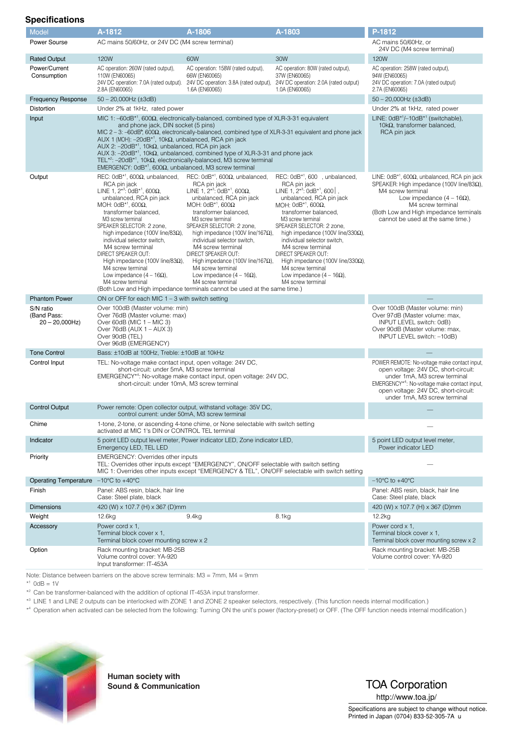## Specifications

| Model | A-1812 | A-1806 | A-1803 | P-1812 |
|---|---|---|---|---|
| Power Sourse | AC mains 50/60Hz, or 24V DC (M4 screw terminal) | | | AC mains 50/60Hz, or 24V DC (M4 screw terminal) |
| Rated Output | 120W | 60W | 30W | 120W |
| Power/Current Consumption | AC operation: 260W (rated output), 110W (EN60065) 24V DC operation: 7.0A (rated output). 2.8A (EN60065) | AC operation: 158W (rated output), 66W (EN60065) 24V DC operation: 3.8A (rated output), 1.6A (EN60065) | AC operation: 80W (rated output), 37W (EN60065) 24V DC operation: 2.0A (rated output) 1.0A (EN60065) | AC operation: 258W (rated output), 94W (EN60065) 24V DC operation: 7.0A (rated output) 2.7A (EN60065) |
| Frequency Response | 50 – 20,000Hz (±3dB) | | | 50 – 20,000Hz (±3dB) |
| Distortion | Under 2% at 1kHz, rated power | | | Under 2% at 1kHz, rated power |
| Input | MIC 1: –60dB*[1], 600Ω, electronically-balanced, combined type of XLR-3-31 equivalent and phone jack, DIN socket (5 pins) MIC 2 – 3: –60dB*, 600Ω, electronically-balanced, combined type of XLR-3-31 equivalent and phone jack AUX 1 (MOH): –20dB*[1], 10kΩ, unbalanced, RCA pin jack AUX 2: –20dB*[1], 10kΩ, unbalanced, RCA pin jack AUX 3: –20dB*[1], 10kΩ, unbalanced, combined type of XLR-3-31 and phone jack TEL*[2]: –20dB*[1], 10kΩ, electronically-balanced, M3 screw terminal EMERGENCY: 0dB*[1], 600Ω, unbalanced, M3 screw terminal | | | LINE: 0dB*[1]/–10dB*[1] (switchable), 10kΩ, transformer balanced, RCA pin jack |
| Output | REC: 0dB*[1], 600Ω, unbalanced, RCA pin jack LINE 1, 2*[3]: 0dB*[1], 600Ω, unbalanced, RCA pin jack MOH: 0dB*[1], 600Ω, transformer balanced, M3 screw terminal SPEAKER SELECTOR: 2 zone, high impedance (100V line/83Ω), individual selector switch, M4 screw terminal DIRECT SPEAKER OUT: High impedance (100V line/83Ω), M4 screw terminal Low impedance (4 – 16Ω), M4 screw terminal | REC: 0dB*[1], 600Ω, unbalanced, RCA pin jack LINE 1, 2*[3]: 0dB*[1], 600Ω, unbalanced, RCA pin jack MOH: 0dB*[1], 600Ω transformer balanced, M3 screw terminal SPEAKER SELECTOR: 2 zone, high impedance (100V line/167Ω), individual selector switch, M4 screw terminal DIRECT SPEAKER OUT: High impedance (100V line/167Ω), M4 screw terminal Low impedance (4 – 16Ω), M4 screw terminal | REC: 0dB*[1], 600 , unbalanced, RCA pin jack LINE 1, 2*[3]: 0dB*[1], 600 , unbalanced, RCA pin jack MOH: 0dB*[1], 600Ω, transformer balanced, M3 screw terminal SPEAKER SELECTOR: 2 zone, high impedance (100V line/330Ω), individual selector switch, M4 screw terminal DIRECT SPEAKER OUT: High impedance (100V line/330Ω), M4 screw terminal Low impedance (4 – 16Ω), M4 screw terminal | LINE: 0dB*[1], 600Ω, unbalanced, RCA pin jack SPEAKER: High impedance (100V line/83Ω), M4 screw terminal Low impedance (4 – 16Ω), M4 screw terminal (Both Low and High impedance terminals cannot be used at the same time.) |
| | (Both Low and High impedance terminals cannot be used at the same time.) | | | |
| Phantom Power | ON or OFF for each MIC 1 – 3 with switch setting | | | — |
| S/N ratio (Band Pass: 20 – 20,000Hz) | Over 100dB (Master volume: min) Over 76dB (Master volume: max) Over 60dB (MIC 1 – MIC 3) Over 76dB (AUX 1 – AUX 3) Over 90dB (TEL) Over 96dB (EMERGENCY) | | | Over 100dB (Master volume: min) Over 97dB (Master volume: max, INPUT LEVEL switch: 0dB) Over 90dB (Master volume: max, INPUT LEVEL switch: –10dB) |
| Tone Control | Bass: ±10dB at 100Hz, Treble: ±10dB at 10kHz | | | — |
| Control Input | TEL: No-voltage make contact input, open voltage: 24V DC, short-circuit: under 5mA, M3 screw terminal EMERGENCY*[4]: No-voltage make contact input, open voltage: 24V DC, short-circuit: under 10mA, M3 screw terminal | | | POWER REMOTE: No-voltage make contact input, open voltage: 24V DC, short-circuit: under 1mA, M3 screw terminal EMERGENCY*[4]: No-voltage make contact input, open voltage: 24V DC, short-circuit: under 1mA, M3 screw terminal |
| Control Output | Power remote: Open collector output, withstand voltage: 35V DC, control current: under 50mA, M3 screw terminal | | | — |
| Chime | 1-tone, 2-tone, or ascending 4-tone chime, or None selectable with switch setting activated at MIC 1's DIN or CONTROL TEL terminal | | | — |
| Indicator | 5 point LED output level meter, Power indicator LED, Zone indicator LED, Emergency LED, TEL LED | | | 5 point LED output level meter, Power indicator LED |
| Priority | EMERGENCY: Overrides other inputs TEL: Overrides other inputs except "EMERGENCY", ON/OFF selectable with switch setting MIC 1: Overrides other inputs except "EMERGENCY & TEL", ON/OFF selectable with switch setting | | | — |
| Operating Temperature | –10°C to +40°C | | | –10°C to +40°C |
| Finish | Panel: ABS resin, black, hair line Case: Steel plate, black | | | Panel: ABS resin, black, hair line Case: Steel plate, black |
| Dimensions | 420 (W) x 107.7 (H) x 367 (D)mm | | | 420 (W) x 107.7 (H) x 367 (D)mm |
| Weight | 12.6kg | 9.4kg | 8.1kg | 12.2kg |
| Accessory | Power cord x 1, Terminal block cover x 1, Terminal block cover mounting screw x 2 | | | Power cord x 1, Terminal block cover x 1, Terminal block cover mounting screw x 2 |
| Option | Rack mounting bracket: MB-25B Volume control cover: YA-920 Input transformer: IT-453A | | | Rack mounting bracket: MB-25B Volume control cover: YA-920 |

Note: Distance between barriers on the above screw terminals: M3 = 7mm, M4 = 9mm

*[1] 0dB = 1V

*[2] Can be transformer-balanced with the addition of optional IT-453A input transformer.

*[3] LINE 1 and LINE 2 outputs can be interlocked with ZONE 1 and ZONE 2 speaker selectors, respectively. (This function needs internal modification.)

*[4] Operation when activated can be selected from the following: Turning ON the unit's power (factory-preset) or OFF. (The OFF function needs internal modification.)

**Human society with Sound & Communication**

TOA Corporation

http://www.toa.jp/

Specifications are subject to change without notice.
Printed in Japan (0704) 833-52-305-7A u